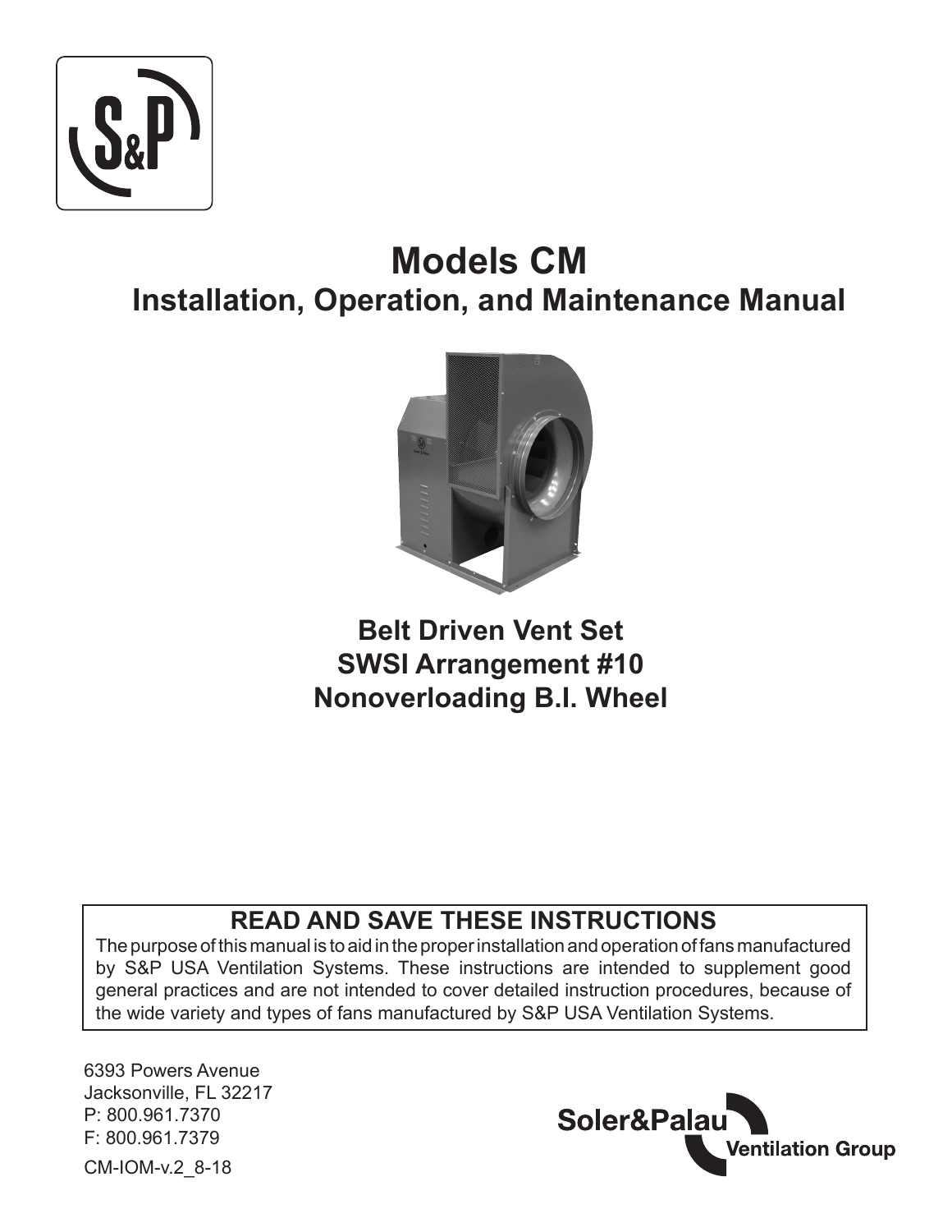# Models CM

## Installation, Operation, and Maintenance Manual

**Belt Driven Vent Set**
**SWSI Arrangement #10**
**Nonoverloading B.I. Wheel**

### READ AND SAVE THESE INSTRUCTIONS

The purpose of this manual is to aid in the proper installation and operation of fans manufactured by S&P USA Ventilation Systems. These instructions are intended to supplement good general practices and are not intended to cover detailed instruction procedures, because of the wide variety and types of fans manufactured by S&P USA Ventilation Systems.

6393 Powers Avenue
Jacksonville, FL 32217
P: 800.961.7370
F: 800.961.7379

CM-IOM-v.2_8-18

Soler&Palau Ventilation Group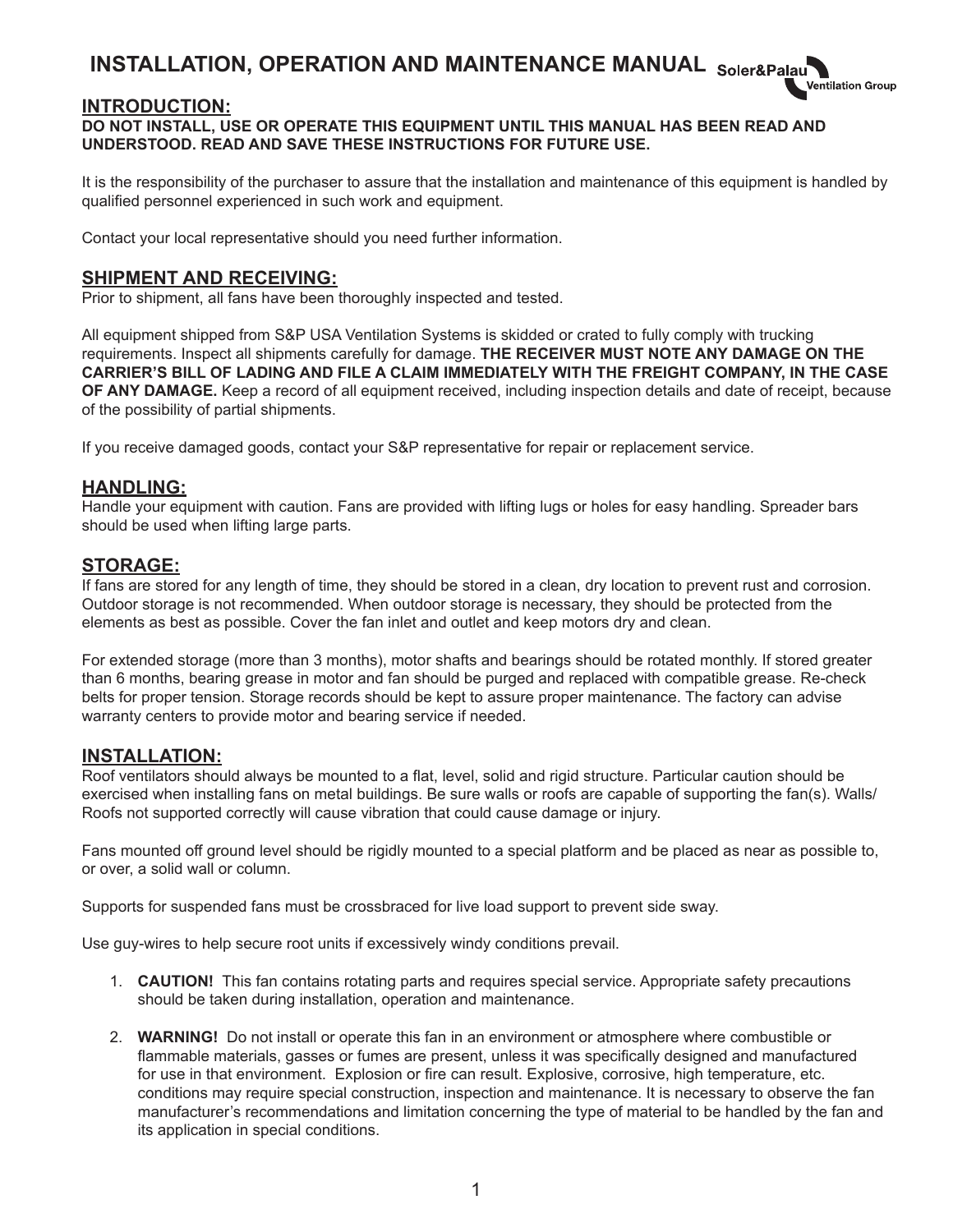# INSTALLATION, OPERATION AND MAINTENANCE MANUAL

Soler&Palau Ventilation Group

## INTRODUCTION:

**DO NOT INSTALL, USE OR OPERATE THIS EQUIPMENT UNTIL THIS MANUAL HAS BEEN READ AND UNDERSTOOD. READ AND SAVE THESE INSTRUCTIONS FOR FUTURE USE.**

It is the responsibility of the purchaser to assure that the installation and maintenance of this equipment is handled by qualified personnel experienced in such work and equipment.

Contact your local representative should you need further information.

## SHIPMENT AND RECEIVING:

Prior to shipment, all fans have been thoroughly inspected and tested.

All equipment shipped from S&P USA Ventilation Systems is skidded or crated to fully comply with trucking requirements. Inspect all shipments carefully for damage. **THE RECEIVER MUST NOTE ANY DAMAGE ON THE CARRIER'S BILL OF LADING AND FILE A CLAIM IMMEDIATELY WITH THE FREIGHT COMPANY, IN THE CASE OF ANY DAMAGE.** Keep a record of all equipment received, including inspection details and date of receipt, because of the possibility of partial shipments.

If you receive damaged goods, contact your S&P representative for repair or replacement service.

## HANDLING:

Handle your equipment with caution. Fans are provided with lifting lugs or holes for easy handling. Spreader bars should be used when lifting large parts.

## STORAGE:

If fans are stored for any length of time, they should be stored in a clean, dry location to prevent rust and corrosion. Outdoor storage is not recommended. When outdoor storage is necessary, they should be protected from the elements as best as possible. Cover the fan inlet and outlet and keep motors dry and clean.

For extended storage (more than 3 months), motor shafts and bearings should be rotated monthly. If stored greater than 6 months, bearing grease in motor and fan should be purged and replaced with compatible grease. Re-check belts for proper tension. Storage records should be kept to assure proper maintenance. The factory can advise warranty centers to provide motor and bearing service if needed.

## INSTALLATION:

Roof ventilators should always be mounted to a flat, level, solid and rigid structure. Particular caution should be exercised when installing fans on metal buildings. Be sure walls or roofs are capable of supporting the fan(s). Walls/Roofs not supported correctly will cause vibration that could cause damage or injury.

Fans mounted off ground level should be rigidly mounted to a special platform and be placed as near as possible to, or over, a solid wall or column.

Supports for suspended fans must be crossbraced for live load support to prevent side sway.

Use guy-wires to help secure root units if excessively windy conditions prevail.

1. **CAUTION!** This fan contains rotating parts and requires special service. Appropriate safety precautions should be taken during installation, operation and maintenance.

2. **WARNING!** Do not install or operate this fan in an environment or atmosphere where combustible or flammable materials, gasses or fumes are present, unless it was specifically designed and manufactured for use in that environment. Explosion or fire can result. Explosive, corrosive, high temperature, etc. conditions may require special construction, inspection and maintenance. It is necessary to observe the fan manufacturer's recommendations and limitation concerning the type of material to be handled by the fan and its application in special conditions.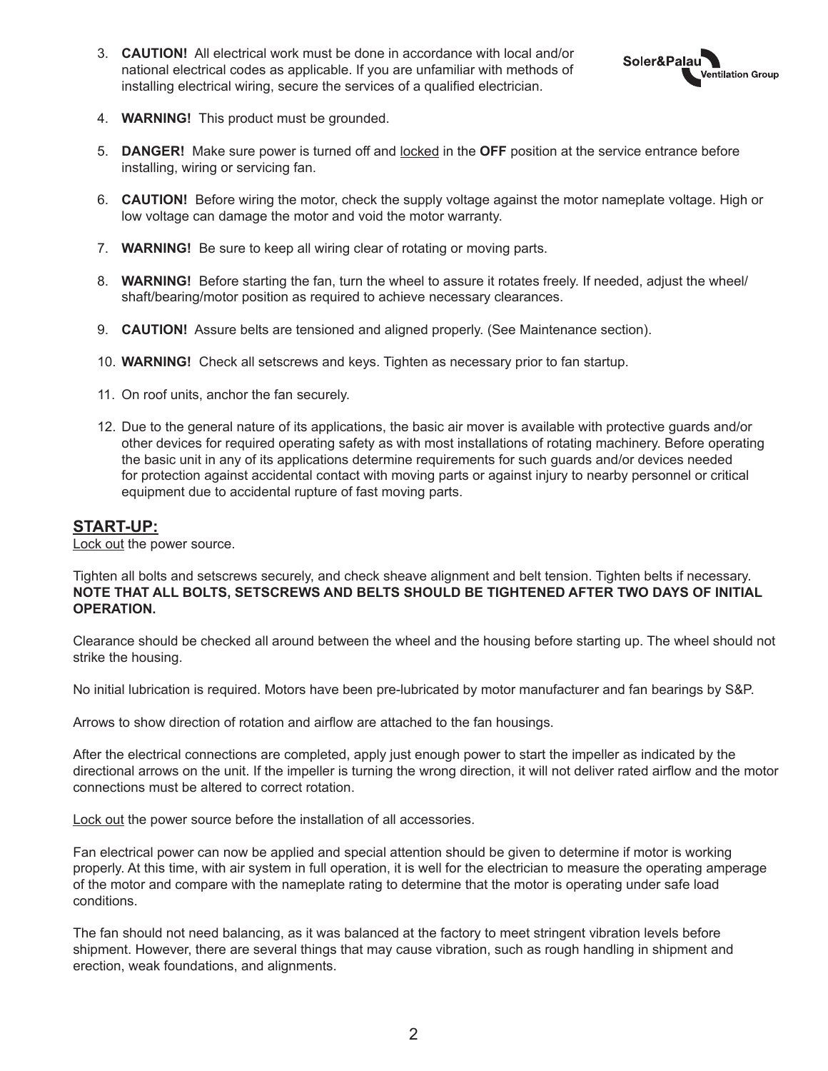3. **CAUTION!** All electrical work must be done in accordance with local and/or national electrical codes as applicable. If you are unfamiliar with methods of installing electrical wiring, secure the services of a qualified electrician.

4. **WARNING!** This product must be grounded.

5. **DANGER!** Make sure power is turned off and locked in the **OFF** position at the service entrance before installing, wiring or servicing fan.

6. **CAUTION!** Before wiring the motor, check the supply voltage against the motor nameplate voltage. High or low voltage can damage the motor and void the motor warranty.

7. **WARNING!** Be sure to keep all wiring clear of rotating or moving parts.

8. **WARNING!** Before starting the fan, turn the wheel to assure it rotates freely. If needed, adjust the wheel/shaft/bearing/motor position as required to achieve necessary clearances.

9. **CAUTION!** Assure belts are tensioned and aligned properly. (See Maintenance section).

10. **WARNING!** Check all setscrews and keys. Tighten as necessary prior to fan startup.

11. On roof units, anchor the fan securely.

12. Due to the general nature of its applications, the basic air mover is available with protective guards and/or other devices for required operating safety as with most installations of rotating machinery. Before operating the basic unit in any of its applications determine requirements for such guards and/or devices needed for protection against accidental contact with moving parts or against injury to nearby personnel or critical equipment due to accidental rupture of fast moving parts.

## START-UP:

Lock out the power source.

Tighten all bolts and setscrews securely, and check sheave alignment and belt tension. Tighten belts if necessary. **NOTE THAT ALL BOLTS, SETSCREWS AND BELTS SHOULD BE TIGHTENED AFTER TWO DAYS OF INITIAL OPERATION.**

Clearance should be checked all around between the wheel and the housing before starting up. The wheel should not strike the housing.

No initial lubrication is required. Motors have been pre-lubricated by motor manufacturer and fan bearings by S&P.

Arrows to show direction of rotation and airflow are attached to the fan housings.

After the electrical connections are completed, apply just enough power to start the impeller as indicated by the directional arrows on the unit. If the impeller is turning the wrong direction, it will not deliver rated airflow and the motor connections must be altered to correct rotation.

Lock out the power source before the installation of all accessories.

Fan electrical power can now be applied and special attention should be given to determine if motor is working properly. At this time, with air system in full operation, it is well for the electrician to measure the operating amperage of the motor and compare with the nameplate rating to determine that the motor is operating under safe load conditions.

The fan should not need balancing, as it was balanced at the factory to meet stringent vibration levels before shipment. However, there are several things that may cause vibration, such as rough handling in shipment and erection, weak foundations, and alignments.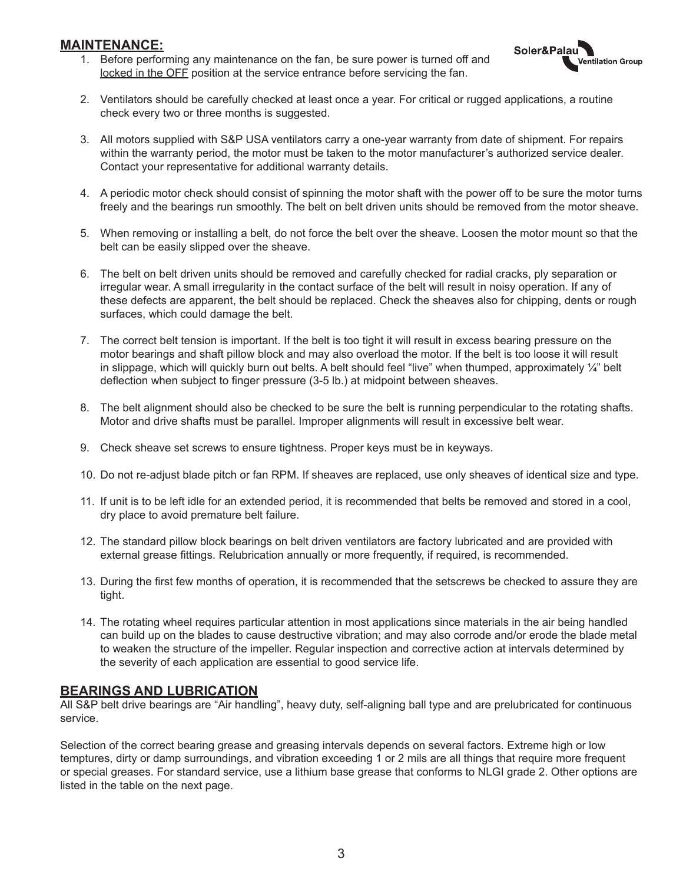## MAINTENANCE:

1. Before performing any maintenance on the fan, be sure power is turned off and locked in the OFF position at the service entrance before servicing the fan.

2. Ventilators should be carefully checked at least once a year. For critical or rugged applications, a routine check every two or three months is suggested.

3. All motors supplied with S&P USA ventilators carry a one-year warranty from date of shipment. For repairs within the warranty period, the motor must be taken to the motor manufacturer's authorized service dealer. Contact your representative for additional warranty details.

4. A periodic motor check should consist of spinning the motor shaft with the power off to be sure the motor turns freely and the bearings run smoothly. The belt on belt driven units should be removed from the motor sheave.

5. When removing or installing a belt, do not force the belt over the sheave. Loosen the motor mount so that the belt can be easily slipped over the sheave.

6. The belt on belt driven units should be removed and carefully checked for radial cracks, ply separation or irregular wear. A small irregularity in the contact surface of the belt will result in noisy operation. If any of these defects are apparent, the belt should be replaced. Check the sheaves also for chipping, dents or rough surfaces, which could damage the belt.

7. The correct belt tension is important. If the belt is too tight it will result in excess bearing pressure on the motor bearings and shaft pillow block and may also overload the motor. If the belt is too loose it will result in slippage, which will quickly burn out belts. A belt should feel "live" when thumped, approximately ¼" belt deflection when subject to finger pressure (3-5 lb.) at midpoint between sheaves.

8. The belt alignment should also be checked to be sure the belt is running perpendicular to the rotating shafts. Motor and drive shafts must be parallel. Improper alignments will result in excessive belt wear.

9. Check sheave set screws to ensure tightness. Proper keys must be in keyways.

10. Do not re-adjust blade pitch or fan RPM. If sheaves are replaced, use only sheaves of identical size and type.

11. If unit is to be left idle for an extended period, it is recommended that belts be removed and stored in a cool, dry place to avoid premature belt failure.

12. The standard pillow block bearings on belt driven ventilators are factory lubricated and are provided with external grease fittings. Relubrication annually or more frequently, if required, is recommended.

13. During the first few months of operation, it is recommended that the setscrews be checked to assure they are tight.

14. The rotating wheel requires particular attention in most applications since materials in the air being handled can build up on the blades to cause destructive vibration; and may also corrode and/or erode the blade metal to weaken the structure of the impeller. Regular inspection and corrective action at intervals determined by the severity of each application are essential to good service life.

## BEARINGS AND LUBRICATION

All S&P belt drive bearings are "Air handling", heavy duty, self-aligning ball type and are prelubricated for continuous service.

Selection of the correct bearing grease and greasing intervals depends on several factors. Extreme high or low temptures, dirty or damp surroundings, and vibration exceeding 1 or 2 mils are all things that require more frequent or special greases. For standard service, use a lithium base grease that conforms to NLGI grade 2. Other options are listed in the table on the next page.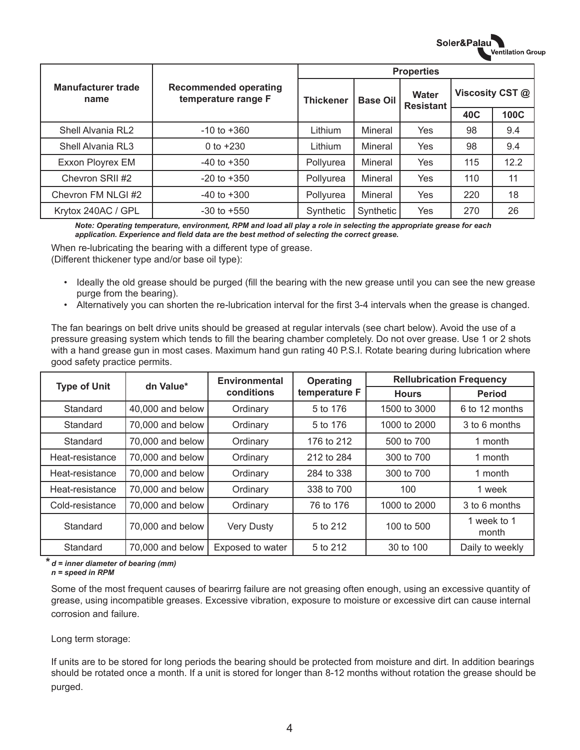| Manufacturer trade name | Recommended operating temperature range F | Properties | | | | |
|---|---|---|---|---|---|---|
| | | Thickener | Base Oil | Water Resistant | Viscosity CST @ | |
| | | | | | 40C | 100C |
| Shell Alvania RL2 | -10 to +360 | Lithium | Mineral | Yes | 98 | 9.4 |
| Shell Alvania RL3 | 0 to +230 | Lithium | Mineral | Yes | 98 | 9.4 |
| Exxon Ployrex EM | -40 to +350 | Pollyurea | Mineral | Yes | 115 | 12.2 |
| Chevron SRII #2 | -20 to +350 | Pollyurea | Mineral | Yes | 110 | 11 |
| Chevron FM NLGI #2 | -40 to +300 | Pollyurea | Mineral | Yes | 220 | 18 |
| Krytox 240AC / GPL | -30 to +550 | Synthetic | Synthetic | Yes | 270 | 26 |

***Note: Operating temperature, environment, RPM and load all play a role in selecting the appropriate grease for each application. Experience and field data are the best method of selecting the correct grease.***

When re-lubricating the bearing with a different type of grease.
(Different thickener type and/or base oil type):

- Ideally the old grease should be purged (fill the bearing with the new grease until you can see the new grease purge from the bearing).
- Alternatively you can shorten the re-lubrication interval for the first 3-4 intervals when the grease is changed.

The fan bearings on belt drive units should be greased at regular intervals (see chart below). Avoid the use of a pressure greasing system which tends to fill the bearing chamber completely. Do not over grease. Use 1 or 2 shots with a hand grease gun in most cases. Maximum hand gun rating 40 P.S.I. Rotate bearing during lubrication where good safety practice permits.

| Type of Unit | dn Value* | Environmental conditions | Operating temperature F | Rellubrication Frequency | |
|---|---|---|---|---|---|
| | | | | Hours | Period |
| Standard | 40,000 and below | Ordinary | 5 to 176 | 1500 to 3000 | 6 to 12 months |
| Standard | 70,000 and below | Ordinary | 5 to 176 | 1000 to 2000 | 3 to 6 months |
| Standard | 70,000 and below | Ordinary | 176 to 212 | 500 to 700 | 1 month |
| Heat-resistance | 70,000 and below | Ordinary | 212 to 284 | 300 to 700 | 1 month |
| Heat-resistance | 70,000 and below | Ordinary | 284 to 338 | 300 to 700 | 1 month |
| Heat-resistance | 70,000 and below | Ordinary | 338 to 700 | 100 | 1 week |
| Cold-resistance | 70,000 and below | Ordinary | 76 to 176 | 1000 to 2000 | 3 to 6 months |
| Standard | 70,000 and below | Very Dusty | 5 to 212 | 100 to 500 | 1 week to 1 month |
| Standard | 70,000 and below | Exposed to water | 5 to 212 | 30 to 100 | Daily to weekly |

*\* d = inner diameter of bearing (mm)*
*n = speed in RPM*

Some of the most frequent causes of bearirrg failure are not greasing often enough, using an excessive quantity of grease, using incompatible greases. Excessive vibration, exposure to moisture or excessive dirt can cause internal corrosion and failure.

Long term storage:

If units are to be stored for long periods the bearing should be protected from moisture and dirt. In addition bearings should be rotated once a month. If a unit is stored for longer than 8-12 months without rotation the grease should be purged.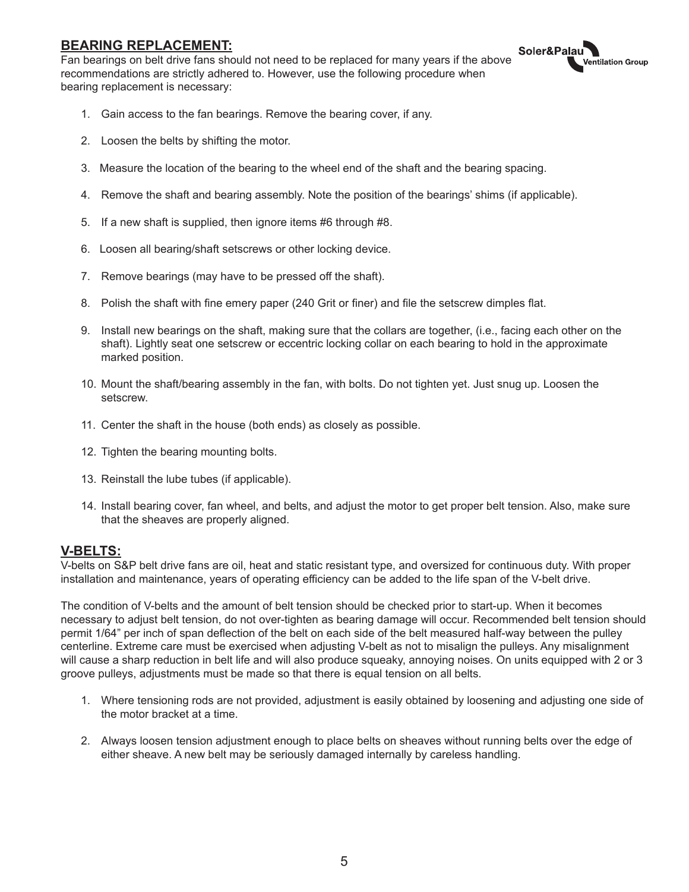## BEARING REPLACEMENT:

Fan bearings on belt drive fans should not need to be replaced for many years if the above recommendations are strictly adhered to. However, use the following procedure when bearing replacement is necessary:

1. Gain access to the fan bearings. Remove the bearing cover, if any.
2. Loosen the belts by shifting the motor.
3. Measure the location of the bearing to the wheel end of the shaft and the bearing spacing.
4. Remove the shaft and bearing assembly. Note the position of the bearings' shims (if applicable).
5. If a new shaft is supplied, then ignore items #6 through #8.
6. Loosen all bearing/shaft setscrews or other locking device.
7. Remove bearings (may have to be pressed off the shaft).
8. Polish the shaft with fine emery paper (240 Grit or finer) and file the setscrew dimples flat.
9. Install new bearings on the shaft, making sure that the collars are together, (i.e., facing each other on the shaft). Lightly seat one setscrew or eccentric locking collar on each bearing to hold in the approximate marked position.
10. Mount the shaft/bearing assembly in the fan, with bolts. Do not tighten yet. Just snug up. Loosen the setscrew.
11. Center the shaft in the house (both ends) as closely as possible.
12. Tighten the bearing mounting bolts.
13. Reinstall the lube tubes (if applicable).
14. Install bearing cover, fan wheel, and belts, and adjust the motor to get proper belt tension. Also, make sure that the sheaves are properly aligned.

## V-BELTS:

V-belts on S&P belt drive fans are oil, heat and static resistant type, and oversized for continuous duty. With proper installation and maintenance, years of operating efficiency can be added to the life span of the V-belt drive.

The condition of V-belts and the amount of belt tension should be checked prior to start-up. When it becomes necessary to adjust belt tension, do not over-tighten as bearing damage will occur. Recommended belt tension should permit 1/64" per inch of span deflection of the belt on each side of the belt measured half-way between the pulley centerline. Extreme care must be exercised when adjusting V-belt as not to misalign the pulleys. Any misalignment will cause a sharp reduction in belt life and will also produce squeaky, annoying noises. On units equipped with 2 or 3 groove pulleys, adjustments must be made so that there is equal tension on all belts.

1. Where tensioning rods are not provided, adjustment is easily obtained by loosening and adjusting one side of the motor bracket at a time.
2. Always loosen tension adjustment enough to place belts on sheaves without running belts over the edge of either sheave. A new belt may be seriously damaged internally by careless handling.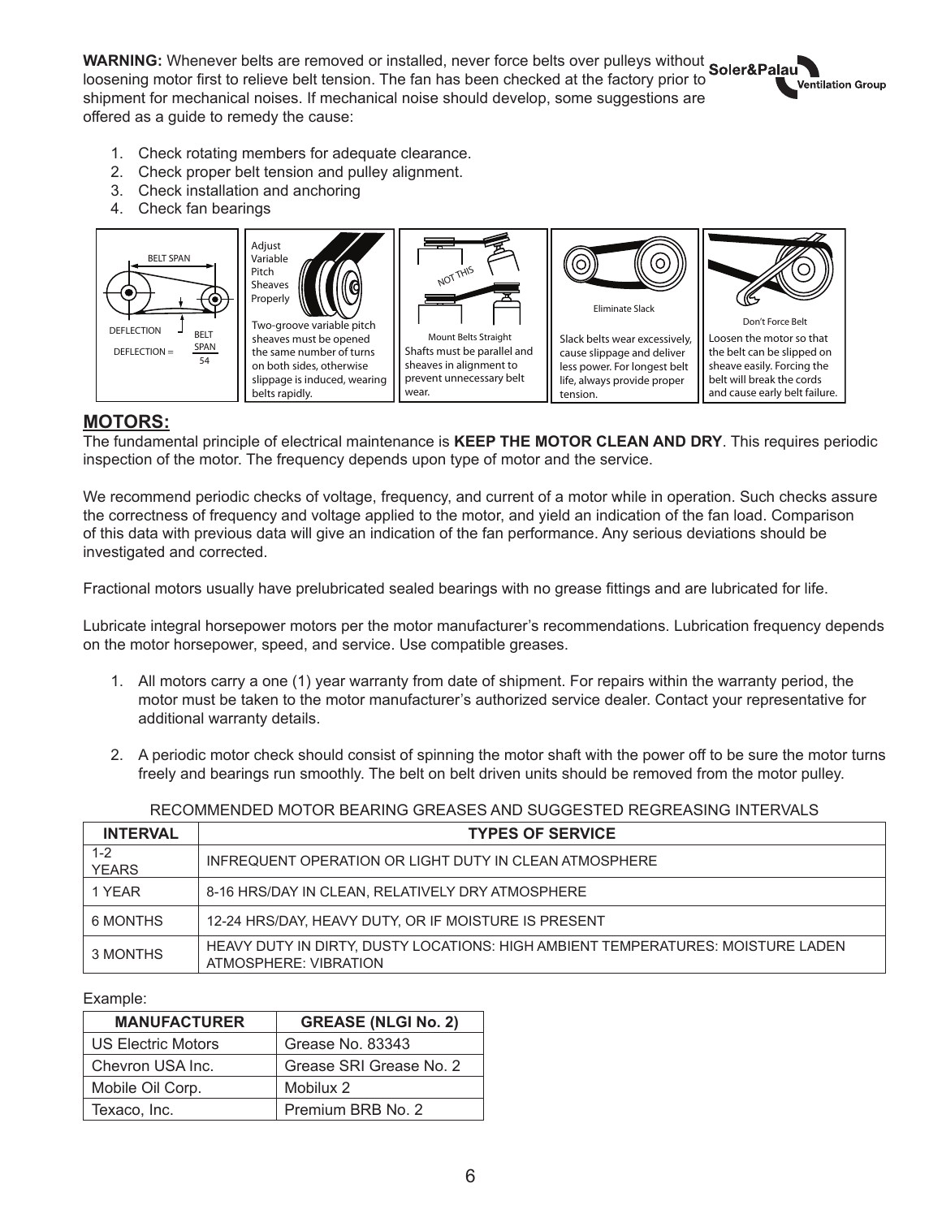**WARNING:** Whenever belts are removed or installed, never force belts over pulleys without loosening motor first to relieve belt tension. The fan has been checked at the factory prior to shipment for mechanical noises. If mechanical noise should develop, some suggestions are offered as a guide to remedy the cause:

1. Check rotating members for adequate clearance.
2. Check proper belt tension and pulley alignment.
3. Check installation and anchoring
4. Check fan bearings

BELT SPAN

DEFLECTION

DEFLECTION = BELT SPAN / 54

Adjust Variable Pitch Sheaves Properly

Two-groove variable pitch sheaves must be opened the same number of turns on both sides, otherwise slippage is induced, wearing belts rapidly.

NOT THIS

Mount Belts Straight

Shafts must be parallel and sheaves in alignment to prevent unnecessary belt wear.

Eliminate Slack

Slack belts wear excessively, cause slippage and deliver less power. For longest belt life, always provide proper tension.

Don't Force Belt

Loosen the motor so that the belt can be slipped on sheave easily. Forcing the belt will break the cords and cause early belt failure.

## MOTORS:

The fundamental principle of electrical maintenance is **KEEP THE MOTOR CLEAN AND DRY**. This requires periodic inspection of the motor. The frequency depends upon type of motor and the service.

We recommend periodic checks of voltage, frequency, and current of a motor while in operation. Such checks assure the correctness of frequency and voltage applied to the motor, and yield an indication of the fan load. Comparison of this data with previous data will give an indication of the fan performance. Any serious deviations should be investigated and corrected.

Fractional motors usually have prelubricated sealed bearings with no grease fittings and are lubricated for life.

Lubricate integral horsepower motors per the motor manufacturer's recommendations. Lubrication frequency depends on the motor horsepower, speed, and service. Use compatible greases.

1. All motors carry a one (1) year warranty from date of shipment. For repairs within the warranty period, the motor must be taken to the motor manufacturer's authorized service dealer. Contact your representative for additional warranty details.

2. A periodic motor check should consist of spinning the motor shaft with the power off to be sure the motor turns freely and bearings run smoothly. The belt on belt driven units should be removed from the motor pulley.

RECOMMENDED MOTOR BEARING GREASES AND SUGGESTED REGREASING INTERVALS

| INTERVAL | TYPES OF SERVICE |
|---|---|
| 1-2 YEARS | INFREQUENT OPERATION OR LIGHT DUTY IN CLEAN ATMOSPHERE |
| 1 YEAR | 8-16 HRS/DAY IN CLEAN, RELATIVELY DRY ATMOSPHERE |
| 6 MONTHS | 12-24 HRS/DAY, HEAVY DUTY, OR IF MOISTURE IS PRESENT |
| 3 MONTHS | HEAVY DUTY IN DIRTY, DUSTY LOCATIONS: HIGH AMBIENT TEMPERATURES: MOISTURE LADEN ATMOSPHERE: VIBRATION |

Example:

| MANUFACTURER | GREASE (NLGI No. 2) |
|---|---|
| US Electric Motors | Grease No. 83343 |
| Chevron USA Inc. | Grease SRI Grease No. 2 |
| Mobile Oil Corp. | Mobilux 2 |
| Texaco, Inc. | Premium BRB No. 2 |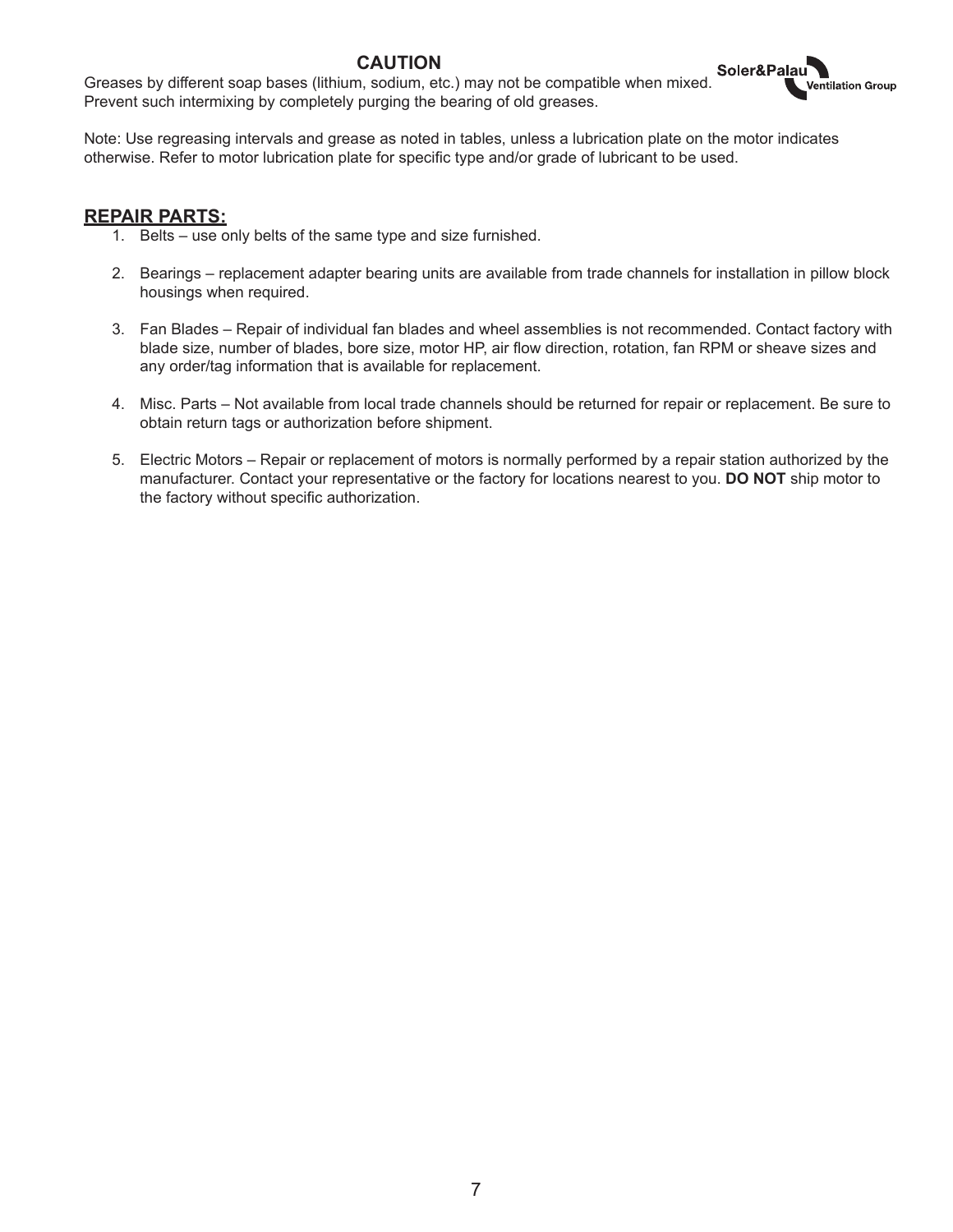## CAUTION

Greases by different soap bases (lithium, sodium, etc.) may not be compatible when mixed. Prevent such intermixing by completely purging the bearing of old greases.

Note: Use regreasing intervals and grease as noted in tables, unless a lubrication plate on the motor indicates otherwise. Refer to motor lubrication plate for specific type and/or grade of lubricant to be used.

## REPAIR PARTS:

1. Belts – use only belts of the same type and size furnished.

2. Bearings – replacement adapter bearing units are available from trade channels for installation in pillow block housings when required.

3. Fan Blades – Repair of individual fan blades and wheel assemblies is not recommended. Contact factory with blade size, number of blades, bore size, motor HP, air flow direction, rotation, fan RPM or sheave sizes and any order/tag information that is available for replacement.

4. Misc. Parts – Not available from local trade channels should be returned for repair or replacement. Be sure to obtain return tags or authorization before shipment.

5. Electric Motors – Repair or replacement of motors is normally performed by a repair station authorized by the manufacturer. Contact your representative or the factory for locations nearest to you. **DO NOT** ship motor to the factory without specific authorization.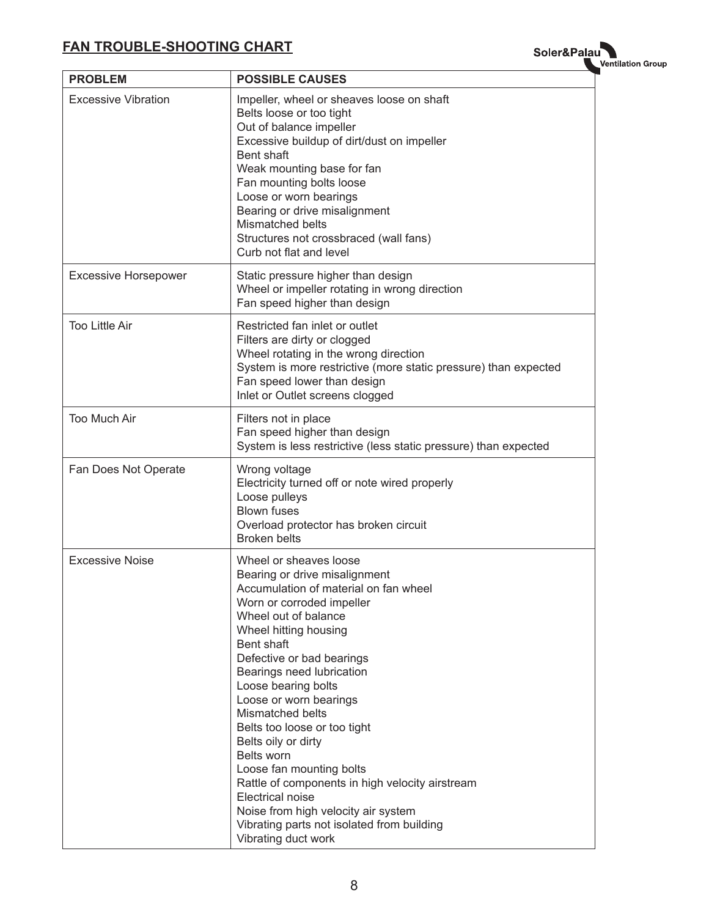## FAN TROUBLE-SHOOTING CHART

| PROBLEM | POSSIBLE CAUSES |
|---|---|
| Excessive Vibration | Impeller, wheel or sheaves loose on shaft<br>Belts loose or too tight<br>Out of balance impeller<br>Excessive buildup of dirt/dust on impeller<br>Bent shaft<br>Weak mounting base for fan<br>Fan mounting bolts loose<br>Loose or worn bearings<br>Bearing or drive misalignment<br>Mismatched belts<br>Structures not crossbraced (wall fans)<br>Curb not flat and level |
| Excessive Horsepower | Static pressure higher than design<br>Wheel or impeller rotating in wrong direction<br>Fan speed higher than design |
| Too Little Air | Restricted fan inlet or outlet<br>Filters are dirty or clogged<br>Wheel rotating in the wrong direction<br>System is more restrictive (more static pressure) than expected<br>Fan speed lower than design<br>Inlet or Outlet screens clogged |
| Too Much Air | Filters not in place<br>Fan speed higher than design<br>System is less restrictive (less static pressure) than expected |
| Fan Does Not Operate | Wrong voltage<br>Electricity turned off or note wired properly<br>Loose pulleys<br>Blown fuses<br>Overload protector has broken circuit<br>Broken belts |
| Excessive Noise | Wheel or sheaves loose<br>Bearing or drive misalignment<br>Accumulation of material on fan wheel<br>Worn or corroded impeller<br>Wheel out of balance<br>Wheel hitting housing<br>Bent shaft<br>Defective or bad bearings<br>Bearings need lubrication<br>Loose bearing bolts<br>Loose or worn bearings<br>Mismatched belts<br>Belts too loose or too tight<br>Belts oily or dirty<br>Belts worn<br>Loose fan mounting bolts<br>Rattle of components in high velocity airstream<br>Electrical noise<br>Noise from high velocity air system<br>Vibrating parts not isolated from building<br>Vibrating duct work |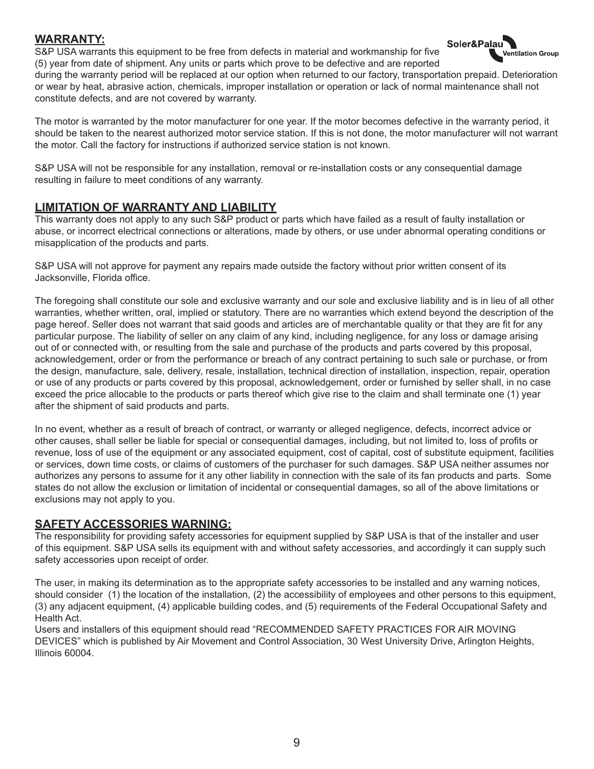## WARRANTY:

S&P USA warrants this equipment to be free from defects in material and workmanship for five (5) year from date of shipment. Any units or parts which prove to be defective and are reported during the warranty period will be replaced at our option when returned to our factory, transportation prepaid. Deterioration or wear by heat, abrasive action, chemicals, improper installation or operation or lack of normal maintenance shall not constitute defects, and are not covered by warranty.

The motor is warranted by the motor manufacturer for one year. If the motor becomes defective in the warranty period, it should be taken to the nearest authorized motor service station. If this is not done, the motor manufacturer will not warrant the motor. Call the factory for instructions if authorized service station is not known.

S&P USA will not be responsible for any installation, removal or re-installation costs or any consequential damage resulting in failure to meet conditions of any warranty.

## LIMITATION OF WARRANTY AND LIABILITY

This warranty does not apply to any such S&P product or parts which have failed as a result of faulty installation or abuse, or incorrect electrical connections or alterations, made by others, or use under abnormal operating conditions or misapplication of the products and parts.

S&P USA will not approve for payment any repairs made outside the factory without prior written consent of its Jacksonville, Florida office.

The foregoing shall constitute our sole and exclusive warranty and our sole and exclusive liability and is in lieu of all other warranties, whether written, oral, implied or statutory. There are no warranties which extend beyond the description of the page hereof. Seller does not warrant that said goods and articles are of merchantable quality or that they are fit for any particular purpose. The liability of seller on any claim of any kind, including negligence, for any loss or damage arising out of or connected with, or resulting from the sale and purchase of the products and parts covered by this proposal, acknowledgement, order or from the performance or breach of any contract pertaining to such sale or purchase, or from the design, manufacture, sale, delivery, resale, installation, technical direction of installation, inspection, repair, operation or use of any products or parts covered by this proposal, acknowledgement, order or furnished by seller shall, in no case exceed the price allocable to the products or parts thereof which give rise to the claim and shall terminate one (1) year after the shipment of said products and parts.

In no event, whether as a result of breach of contract, or warranty or alleged negligence, defects, incorrect advice or other causes, shall seller be liable for special or consequential damages, including, but not limited to, loss of profits or revenue, loss of use of the equipment or any associated equipment, cost of capital, cost of substitute equipment, facilities or services, down time costs, or claims of customers of the purchaser for such damages. S&P USA neither assumes nor authorizes any persons to assume for it any other liability in connection with the sale of its fan products and parts. Some states do not allow the exclusion or limitation of incidental or consequential damages, so all of the above limitations or exclusions may not apply to you.

## SAFETY ACCESSORIES WARNING:

The responsibility for providing safety accessories for equipment supplied by S&P USA is that of the installer and user of this equipment. S&P USA sells its equipment with and without safety accessories, and accordingly it can supply such safety accessories upon receipt of order.

The user, in making its determination as to the appropriate safety accessories to be installed and any warning notices, should consider (1) the location of the installation, (2) the accessibility of employees and other persons to this equipment, (3) any adjacent equipment, (4) applicable building codes, and (5) requirements of the Federal Occupational Safety and Health Act.

Users and installers of this equipment should read "RECOMMENDED SAFETY PRACTICES FOR AIR MOVING DEVICES" which is published by Air Movement and Control Association, 30 West University Drive, Arlington Heights, Illinois 60004.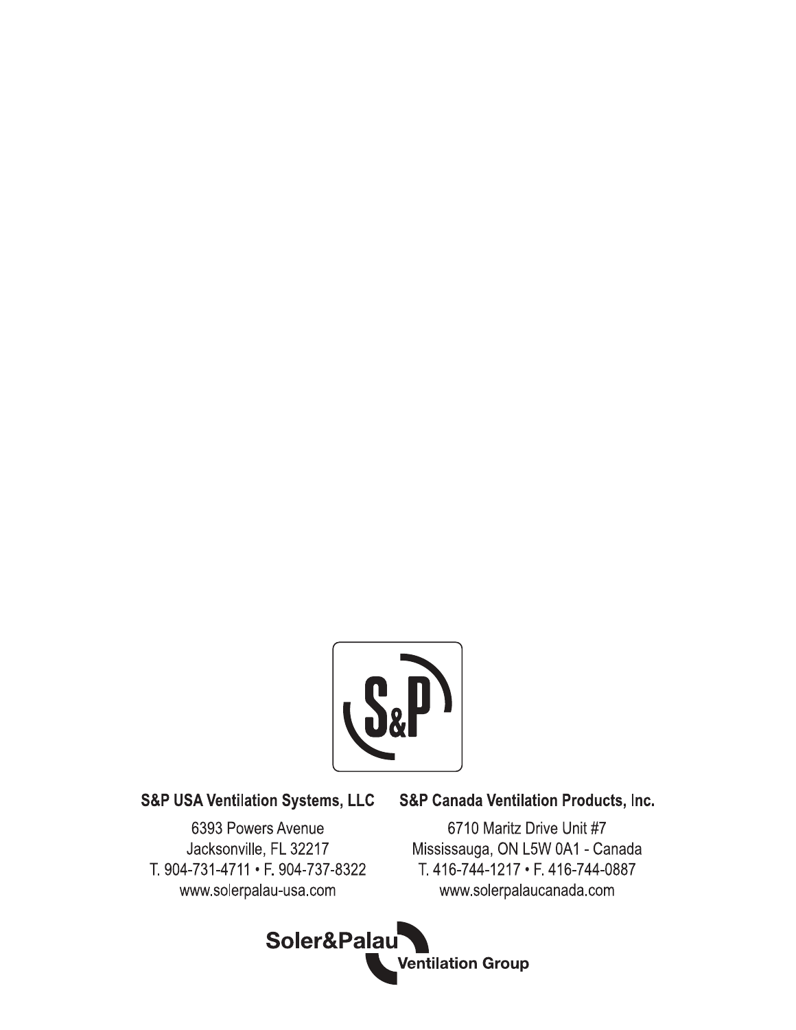**S&P USA Ventilation Systems, LLC**

6393 Powers Avenue
Jacksonville, FL 32217
T. 904-731-4711 • F. 904-737-8322
www.solerpalau-usa.com

**S&P Canada Ventilation Products, Inc.**

6710 Maritz Drive Unit #7
Mississauga, ON L5W 0A1 - Canada
T. 416-744-1217 • F. 416-744-0887
www.solerpalaucanada.com

**Soler&Palau Ventilation Group**